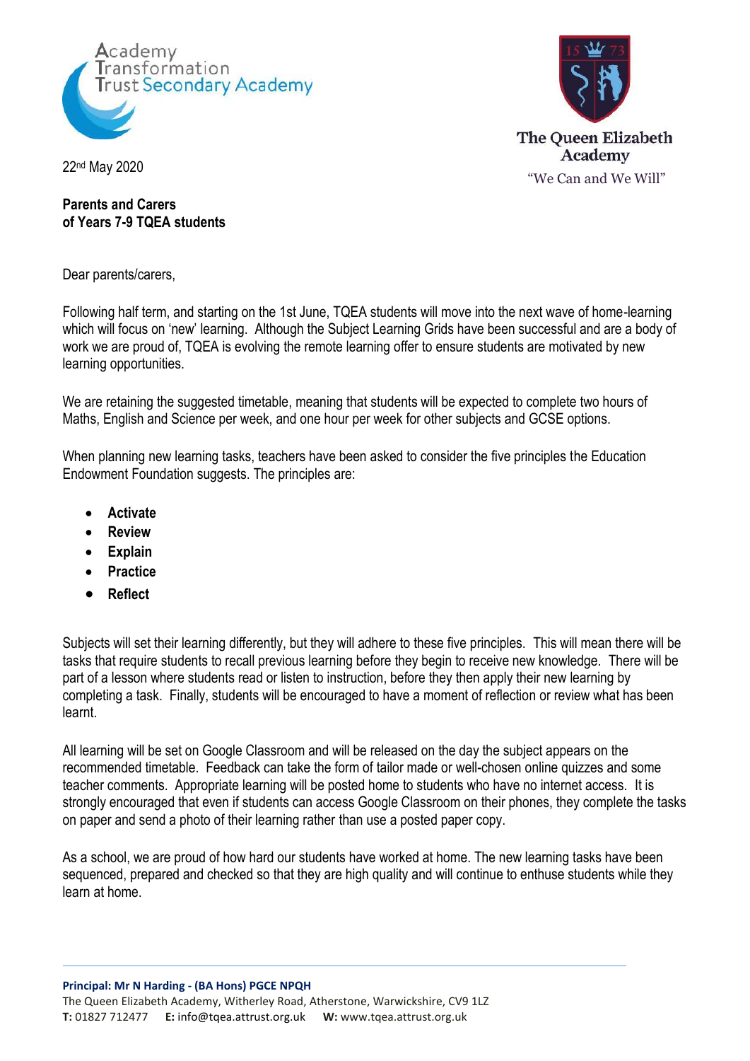Academy Transformation Trust Secondary Academy

The Queen Elizabeth Academy

"We Can and We Will"

22nd May 2020

**Parents and Carers**
**of Years 7-9 TQEA students**

Dear parents/carers,

Following half term, and starting on the 1st June, TQEA students will move into the next wave of home-learning which will focus on 'new' learning. Although the Subject Learning Grids have been successful and are a body of work we are proud of, TQEA is evolving the remote learning offer to ensure students are motivated by new learning opportunities.

We are retaining the suggested timetable, meaning that students will be expected to complete two hours of Maths, English and Science per week, and one hour per week for other subjects and GCSE options.

When planning new learning tasks, teachers have been asked to consider the five principles the Education Endowment Foundation suggests. The principles are:

- **Activate**
- **Review**
- **Explain**
- **Practice**
- **Reflect**

Subjects will set their learning differently, but they will adhere to these five principles. This will mean there will be tasks that require students to recall previous learning before they begin to receive new knowledge. There will be part of a lesson where students read or listen to instruction, before they then apply their new learning by completing a task. Finally, students will be encouraged to have a moment of reflection or review what has been learnt.

All learning will be set on Google Classroom and will be released on the day the subject appears on the recommended timetable. Feedback can take the form of tailor made or well-chosen online quizzes and some teacher comments. Appropriate learning will be posted home to students who have no internet access. It is strongly encouraged that even if students can access Google Classroom on their phones, they complete the tasks on paper and send a photo of their learning rather than use a posted paper copy.

As a school, we are proud of how hard our students have worked at home. The new learning tasks have been sequenced, prepared and checked so that they are high quality and will continue to enthuse students while they learn at home.

**Principal: Mr N Harding - (BA Hons) PGCE NPQH**
The Queen Elizabeth Academy, Witherley Road, Atherstone, Warwickshire, CV9 1LZ
**T:** 01827 712477 **E:** info@tqea.attrust.org.uk **W:** www.tqea.attrust.org.uk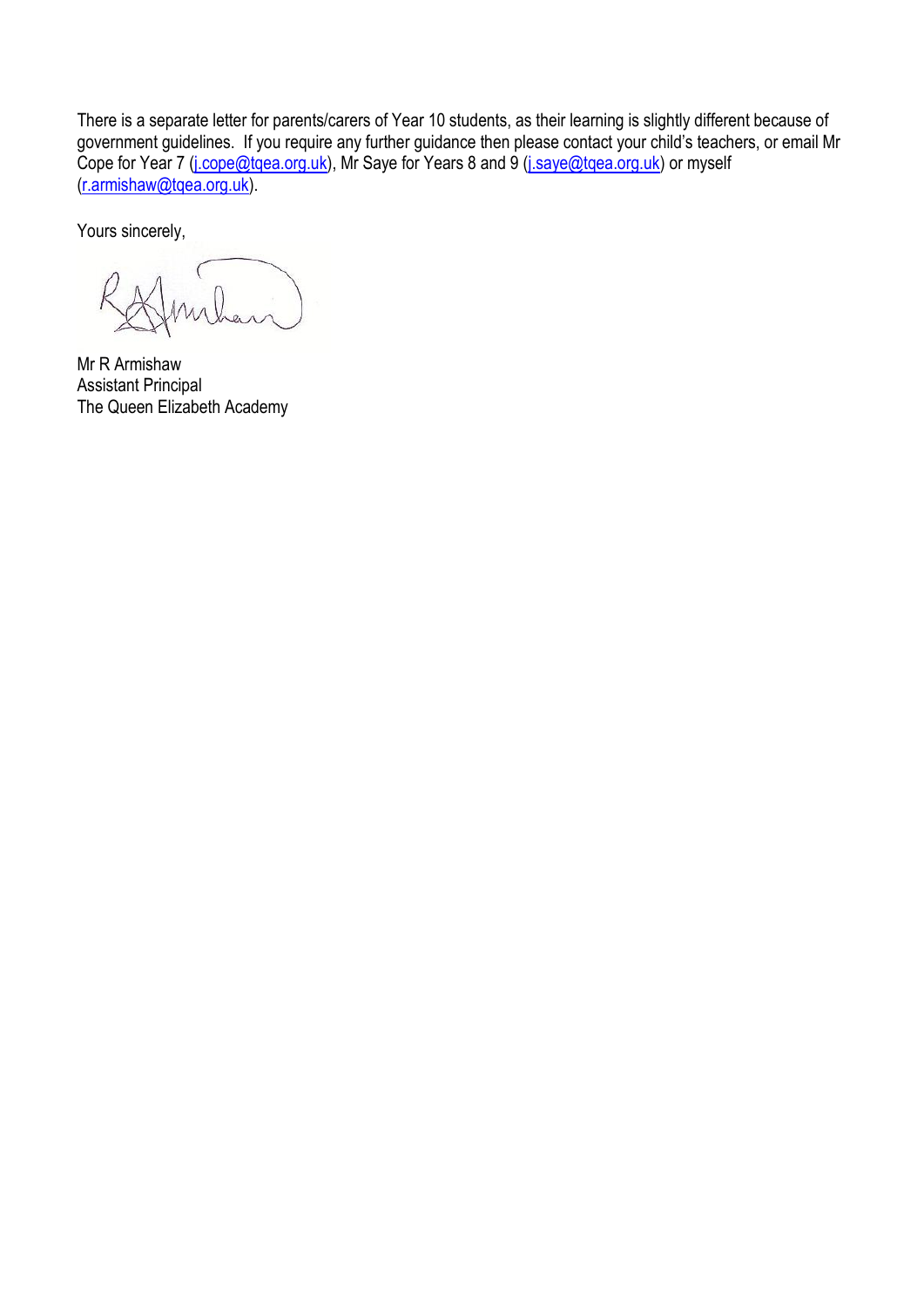There is a separate letter for parents/carers of Year 10 students, as their learning is slightly different because of government guidelines. If you require any further guidance then please contact your child's teachers, or email Mr Cope for Year 7 (j.cope@tqea.org.uk), Mr Saye for Years 8 and 9 (j.saye@tqea.org.uk) or myself (r.armishaw@tqea.org.uk).

Yours sincerely,

Mr R Armishaw
Assistant Principal
The Queen Elizabeth Academy